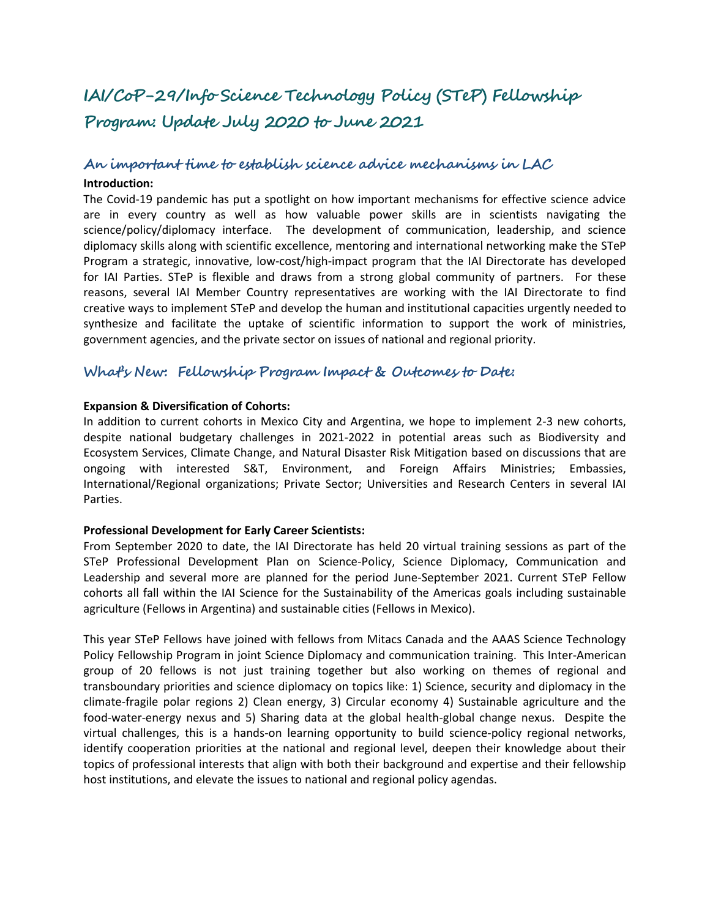# IAI/CoP-29/Info Science Technology Policy (STeP) Fellowship Program: Update July 2020 to June 2021

## An important time to establish science advice mechanisms in LAC

**Introduction:**

The Covid-19 pandemic has put a spotlight on how important mechanisms for effective science advice are in every country as well as how valuable power skills are in scientists navigating the science/policy/diplomacy interface. The development of communication, leadership, and science diplomacy skills along with scientific excellence, mentoring and international networking make the STeP Program a strategic, innovative, low-cost/high-impact program that the IAI Directorate has developed for IAI Parties. STeP is flexible and draws from a strong global community of partners. For these reasons, several IAI Member Country representatives are working with the IAI Directorate to find creative ways to implement STeP and develop the human and institutional capacities urgently needed to synthesize and facilitate the uptake of scientific information to support the work of ministries, government agencies, and the private sector on issues of national and regional priority.

## What's New: Fellowship Program Impact & Outcomes to Date:

**Expansion & Diversification of Cohorts:**

In addition to current cohorts in Mexico City and Argentina, we hope to implement 2-3 new cohorts, despite national budgetary challenges in 2021-2022 in potential areas such as Biodiversity and Ecosystem Services, Climate Change, and Natural Disaster Risk Mitigation based on discussions that are ongoing with interested S&T, Environment, and Foreign Affairs Ministries; Embassies, International/Regional organizations; Private Sector; Universities and Research Centers in several IAI Parties.

**Professional Development for Early Career Scientists:**

From September 2020 to date, the IAI Directorate has held 20 virtual training sessions as part of the STeP Professional Development Plan on Science-Policy, Science Diplomacy, Communication and Leadership and several more are planned for the period June-September 2021. Current STeP Fellow cohorts all fall within the IAI Science for the Sustainability of the Americas goals including sustainable agriculture (Fellows in Argentina) and sustainable cities (Fellows in Mexico).

This year STeP Fellows have joined with fellows from Mitacs Canada and the AAAS Science Technology Policy Fellowship Program in joint Science Diplomacy and communication training. This Inter-American group of 20 fellows is not just training together but also working on themes of regional and transboundary priorities and science diplomacy on topics like: 1) Science, security and diplomacy in the climate-fragile polar regions 2) Clean energy, 3) Circular economy 4) Sustainable agriculture and the food-water-energy nexus and 5) Sharing data at the global health-global change nexus. Despite the virtual challenges, this is a hands-on learning opportunity to build science-policy regional networks, identify cooperation priorities at the national and regional level, deepen their knowledge about their topics of professional interests that align with both their background and expertise and their fellowship host institutions, and elevate the issues to national and regional policy agendas.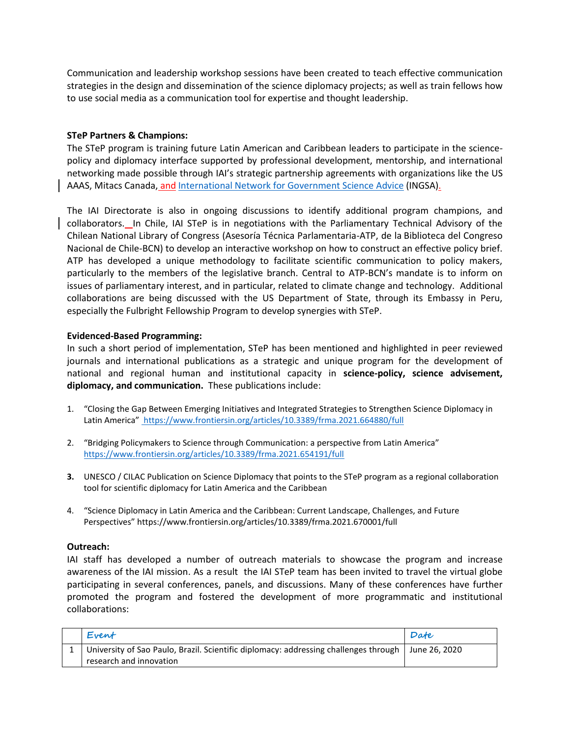Communication and leadership workshop sessions have been created to teach effective communication strategies in the design and dissemination of the science diplomacy projects; as well as train fellows how to use social media as a communication tool for expertise and thought leadership.

**STeP Partners & Champions:**

The STeP program is training future Latin American and Caribbean leaders to participate in the science-policy and diplomacy interface supported by professional development, mentorship, and international networking made possible through IAI's strategic partnership agreements with organizations like the US AAAS, Mitacs Canada, and International Network for Government Science Advice (INGSA).

The IAI Directorate is also in ongoing discussions to identify additional program champions, and collaborators. In Chile, IAI STeP is in negotiations with the Parliamentary Technical Advisory of the Chilean National Library of Congress (Asesoría Técnica Parlamentaria-ATP, de la Biblioteca del Congreso Nacional de Chile-BCN) to develop an interactive workshop on how to construct an effective policy brief. ATP has developed a unique methodology to facilitate scientific communication to policy makers, particularly to the members of the legislative branch. Central to ATP-BCN's mandate is to inform on issues of parliamentary interest, and in particular, related to climate change and technology. Additional collaborations are being discussed with the US Department of State, through its Embassy in Peru, especially the Fulbright Fellowship Program to develop synergies with STeP.

**Evidenced-Based Programming:**

In such a short period of implementation, STeP has been mentioned and highlighted in peer reviewed journals and international publications as a strategic and unique program for the development of national and regional human and institutional capacity in **science-policy, science advisement, diplomacy, and communication.** These publications include:

1. "Closing the Gap Between Emerging Initiatives and Integrated Strategies to Strengthen Science Diplomacy in Latin America" https://www.frontiersin.org/articles/10.3389/frma.2021.664880/full

2. "Bridging Policymakers to Science through Communication: a perspective from Latin America" https://www.frontiersin.org/articles/10.3389/frma.2021.654191/full

3. UNESCO / CILAC Publication on Science Diplomacy that points to the STeP program as a regional collaboration tool for scientific diplomacy for Latin America and the Caribbean

4. "Science Diplomacy in Latin America and the Caribbean: Current Landscape, Challenges, and Future Perspectives" https://www.frontiersin.org/articles/10.3389/frma.2021.670001/full

**Outreach:**

IAI staff has developed a number of outreach materials to showcase the program and increase awareness of the IAI mission. As a result the IAI STeP team has been invited to travel the virtual globe participating in several conferences, panels, and discussions. Many of these conferences have further promoted the program and fostered the development of more programmatic and institutional collaborations:

| | *Event* | *Date* |
|---|---|---|
| 1 | University of Sao Paulo, Brazil. Scientific diplomacy: addressing challenges through research and innovation | June 26, 2020 |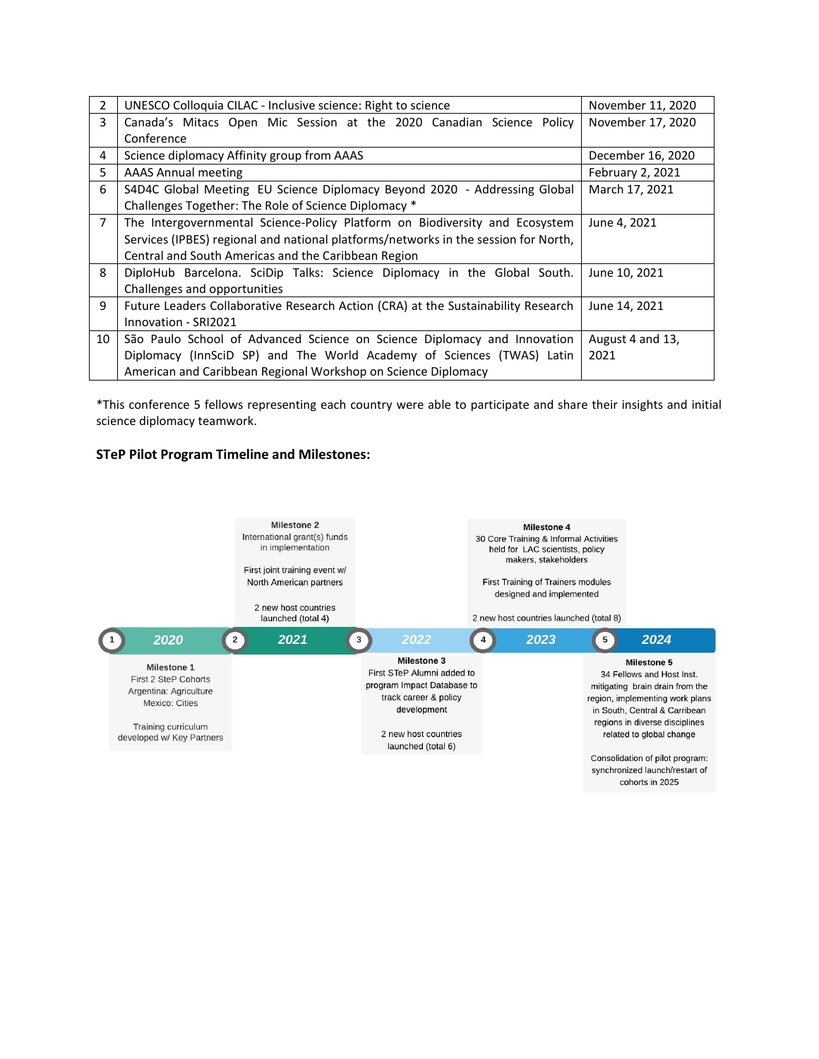| | | |
|---|---|---|
| 2 | UNESCO Colloquia CILAC - Inclusive science: Right to science | November 11, 2020 |
| 3 | Canada's Mitacs Open Mic Session at the 2020 Canadian Science Policy Conference | November 17, 2020 |
| 4 | Science diplomacy Affinity group from AAAS | December 16, 2020 |
| 5 | AAAS Annual meeting | February 2, 2021 |
| 6 | S4D4C Global Meeting EU Science Diplomacy Beyond 2020 - Addressing Global Challenges Together: The Role of Science Diplomacy * | March 17, 2021 |
| 7 | The Intergovernmental Science-Policy Platform on Biodiversity and Ecosystem Services (IPBES) regional and national platforms/networks in the session for North, Central and South Americas and the Caribbean Region | June 4, 2021 |
| 8 | DiploHub Barcelona. SciDip Talks: Science Diplomacy in the Global South. Challenges and opportunities | June 10, 2021 |
| 9 | Future Leaders Collaborative Research Action (CRA) at the Sustainability Research Innovation - SRI2021 | June 14, 2021 |
| 10 | São Paulo School of Advanced Science on Science Diplomacy and Innovation Diplomacy (InnSciD SP) and The World Academy of Sciences (TWAS) Latin American and Caribbean Regional Workshop on Science Diplomacy | August 4 and 13, 2021 |

*This conference 5 fellows representing each country were able to participate and share their insights and initial science diplomacy teamwork.

**STeP Pilot Program Timeline and Milestones:**

1 2020

Milestone 1
First 2 StеP Cohorts
Argentina: Agriculture
Mexico: Cities

Training curriculum developed w/ Key Partners

2 2021

Milestone 2
International grant(s) funds in implementation

First joint training event w/ North American partners

2 new host countries launched (total 4)

3 2022

Milestone 3
First STeP Alumni added to program Impact Database to track career & policy development

2 new host countries launched (total 6)

4 2023

Milestone 4
30 Core Training & Informal Activities held for LAC scientists, policy makers, stakeholders

First Training of Trainers modules designed and implemented

2 new host countries launched (total 8)

5 2024

Milestone 5
34 Fellows and Host Inst. mitigating brain drain from the region, implementing work plans in South, Central & Carribean regions in diverse disciplines related to global change

Consolidation of pilot program: synchronized launch/restart of cohorts in 2025